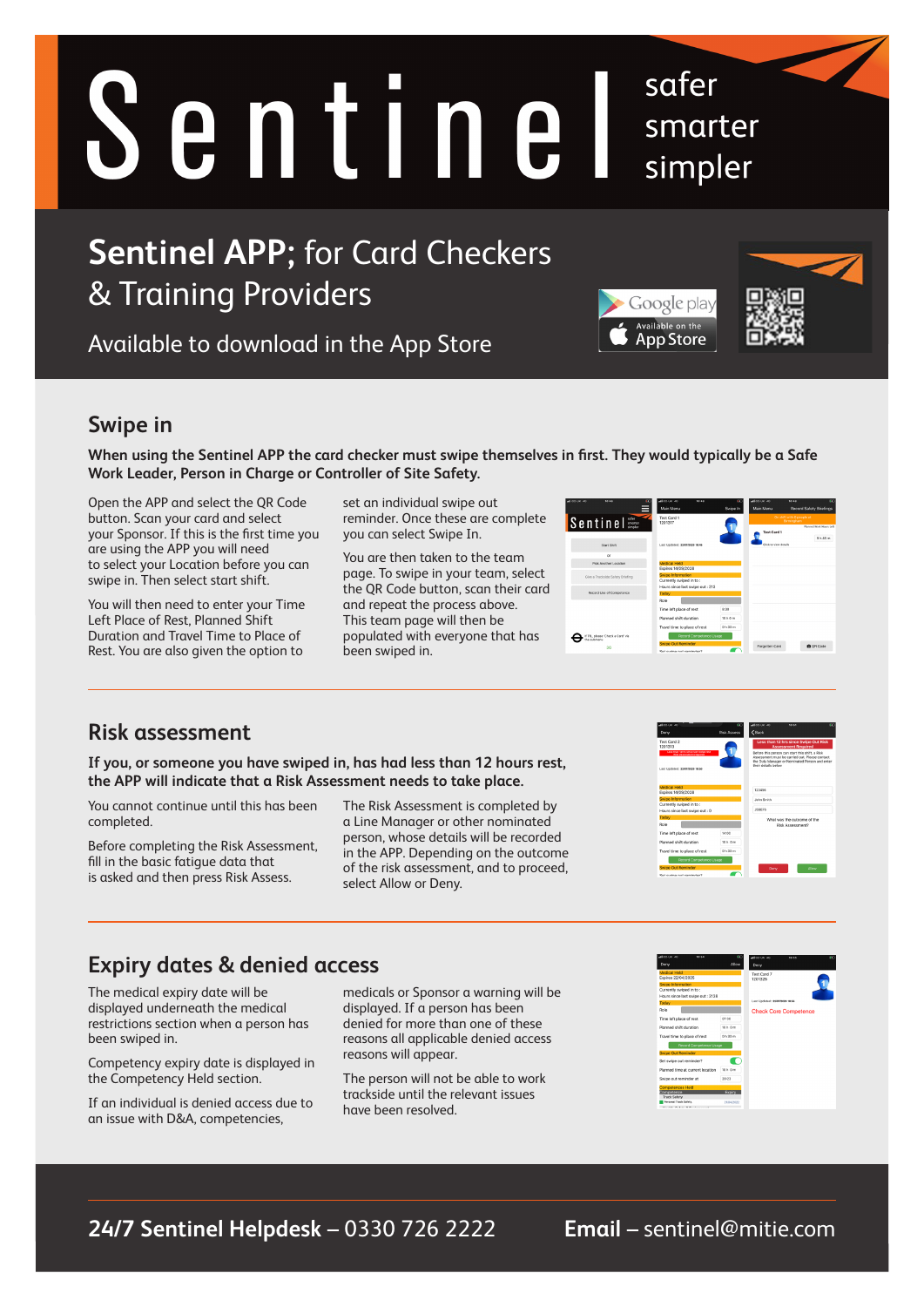# Sentinel

safer
smarter
simpler

## Sentinel APP; for Card Checkers & Training Providers

Available to download in the App Store

Google play

Available on the App Store

### Swipe in

**When using the Sentinel APP the card checker must swipe themselves in first. They would typically be a Safe Work Leader, Person in Charge or Controller of Site Safety.**

Open the APP and select the QR Code button. Scan your card and select your Sponsor. If this is the first time you are using the APP you will need to select your Location before you can swipe in. Then select start shift.

You will then need to enter your Time Left Place of Rest, Planned Shift Duration and Travel Time to Place of Rest. You are also given the option to set an individual swipe out reminder. Once these are complete you can select Swipe In.

You are then taken to the team page. To swipe in your team, select the QR Code button, scan their card and repeat the process above. This team page will then be populated with everyone that has been swiped in.

### Risk assessment

**If you, or someone you have swiped in, has had less than 12 hours rest, the APP will indicate that a Risk Assessment needs to take place.**

You cannot continue until this has been completed.

Before completing the Risk Assessment, fill in the basic fatigue data that is asked and then press Risk Assess.

The Risk Assessment is completed by a Line Manager or other nominated person, whose details will be recorded in the APP. Depending on the outcome of the risk assessment, and to proceed, select Allow or Deny.

### Expiry dates & denied access

The medical expiry date will be displayed underneath the medical restrictions section when a person has been swiped in.

Competency expiry date is displayed in the Competency Held section.

If an individual is denied access due to an issue with D&A, competencies, medicals or Sponsor a warning will be displayed. If a person has been denied for more than one of these reasons all applicable denied access reasons will appear.

The person will not be able to work trackside until the relevant issues have been resolved.

**24/7 Sentinel Helpdesk** – 0330 726 2222 **Email** – sentinel@mitie.com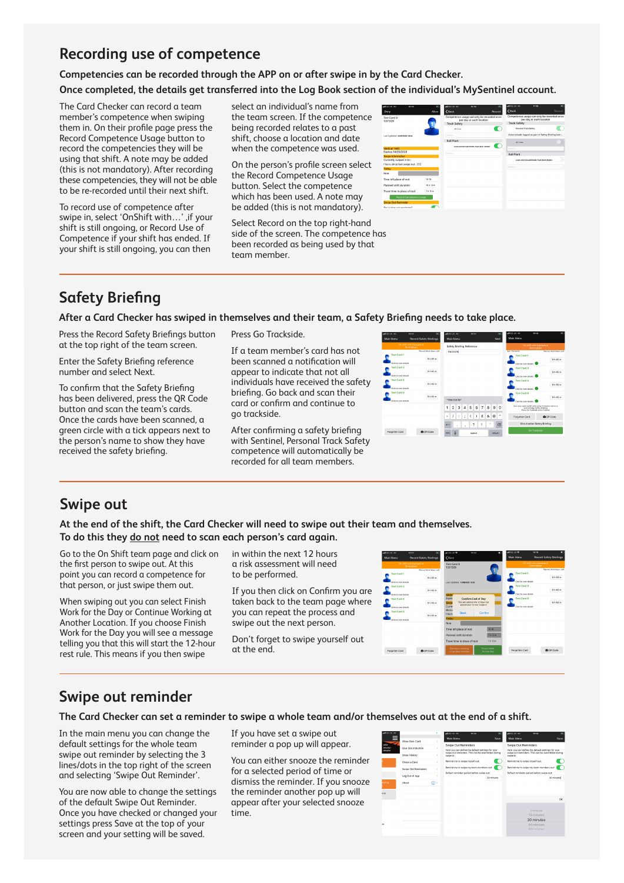## Recording use of competence

**Competencies can be recorded through the APP on or after swipe in by the Card Checker.**

**Once completed, the details get transferred into the Log Book section of the individual's MySentinel account.**

The Card Checker can record a team member's competence when swiping them in. On their profile page press the Record Competence Usage button to record the competencies they will be using that shift. A note may be added (this is not mandatory). After recording these competencies, they will not be able to be re-recorded until their next shift.

To record use of competence after swipe in, select 'OnShift with…' ,if your shift is still ongoing, or Record Use of Competence if your shift has ended. If your shift is still ongoing, you can then select an individual's name from the team screen. If the competence being recorded relates to a past shift, choose a location and date when the competence was used.

On the person's profile screen select the Record Competence Usage button. Select the competence which has been used. A note may be added (this is not mandatory).

Select Record on the top right-hand side of the screen. The competence has been recorded as being used by that team member.

## Safety Briefing

**After a Card Checker has swiped in themselves and their team, a Safety Briefing needs to take place.**

Press the Record Safety Briefings button at the top right of the team screen.

Enter the Safety Briefing reference number and select Next.

To confirm that the Safety Briefing has been delivered, press the QR Code button and scan the team's cards. Once the cards have been scanned, a green circle with a tick appears next to the person's name to show they have received the safety briefing.

Press Go Trackside.

If a team member's card has not been scanned a notification will appear to indicate that not all individuals have received the safety briefing. Go back and scan their card or confirm and continue to go trackside.

After confirming a safety briefing with Sentinel, Personal Track Safety competence will automatically be recorded for all team members.

## Swipe out

**At the end of the shift, the Card Checker will need to swipe out their team and themselves.**

**To do this they <u>do not</u> need to scan each person's card again.**

Go to the On Shift team page and click on the first person to swipe out. At this point you can record a competence for that person, or just swipe them out.

When swiping out you can select Finish Work for the Day or Continue Working at Another Location. If you choose Finish Work for the Day you will see a message telling you that this will start the 12-hour rest rule. This means if you then swipe in within the next 12 hours a risk assessment will need to be performed.

If you then click on Confirm you are taken back to the team page where you can repeat the process and swipe out the next person.

Don't forget to swipe yourself out at the end.

## Swipe out reminder

**The Card Checker can set a reminder to swipe a whole team and/or themselves out at the end of a shift.**

In the main menu you can change the default settings for the whole team swipe out reminder by selecting the 3 lines/dots in the top right of the screen and selecting 'Swipe Out Reminder'.

You are now able to change the settings of the default Swipe Out Reminder. Once you have checked or changed your settings press Save at the top of your screen and your setting will be saved.

If you have set a swipe out reminder a pop up will appear.

You can either snooze the reminder for a selected period of time or dismiss the reminder. If you snooze the reminder another pop up will appear after your selected snooze time.